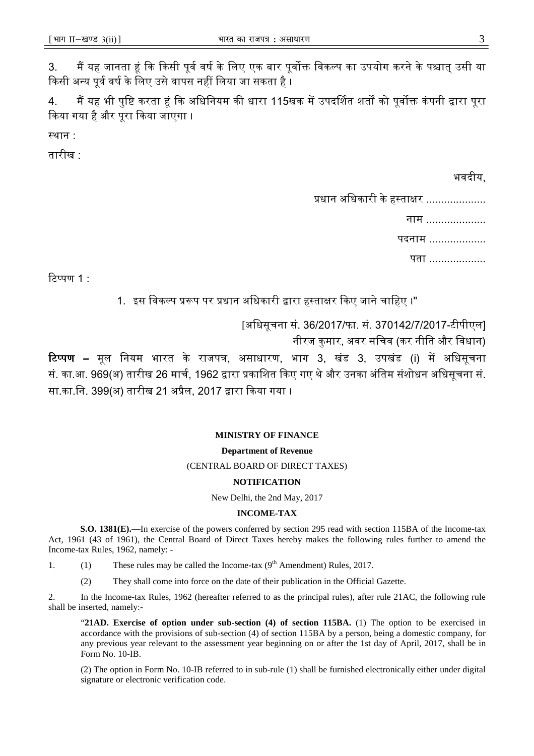3. मैं यह जानता हूं कि किसी पूर्व वर्ष के लिए एक बार पूर्वोक्त विकल्प का उपयोग करने के पश्चात् उसी या किसी अन्य पूर्व वर्ष के लिए उसे वापस नहीं लिया जा सकता है।

4. मैं यह भी पुष्टि करता हूं कि अधिनियम की धारा 115खक में उपदर्शित शर्तों को पूर्वोक्त कंपनी द्वारा पूरा किया गया है और पूरा किया जाएगा।

स्थान :

तारीख :

भवदीय,

प्रधान अधिकारी के हस्ताक्षर ....................

नाम ....................

पदनाम ...................

पता ...................

टिप्पण 1 :

1. इस विकल्प प्ररूप पर प्रधान अधिकारी द्वारा हस्ताक्षर किए जाने चाहिए।"

[अधिसूचना सं. 36/2017/फा. सं. 370142/7/2017-टीपीएल]

नीरज कुमार, अवर सचिव (कर नीति और विधान)

**टिप्पण –** मूल नियम भारत के राजपत्र, असाधारण, भाग 3, खंड 3, उपखंड (i) में अधिसूचना सं. का.आ. 969(अ) तारीख 26 मार्च, 1962 द्वारा प्रकाशित किए गए थे और उनका अंतिम संशोधन अधिसूचना सं. सा.का.नि. 399(अ) तारीख 21 अप्रैल, 2017 द्वारा किया गया।

**MINISTRY OF FINANCE**

**Department of Revenue**

(CENTRAL BOARD OF DIRECT TAXES)

**NOTIFICATION**

New Delhi, the 2nd May, 2017

**INCOME-TAX**

**S.O. 1381(E).—**In exercise of the powers conferred by section 295 read with section 115BA of the Income-tax Act, 1961 (43 of 1961), the Central Board of Direct Taxes hereby makes the following rules further to amend the Income-tax Rules, 1962, namely: -

1. (1) These rules may be called the Income-tax (9th Amendment) Rules, 2017.

   (2) They shall come into force on the date of their publication in the Official Gazette.

2. In the Income-tax Rules, 1962 (hereafter referred to as the principal rules), after rule 21AC, the following rule shall be inserted, namely:-

"**21AD. Exercise of option under sub-section (4) of section 115BA.** (1) The option to be exercised in accordance with the provisions of sub-section (4) of section 115BA by a person, being a domestic company, for any previous year relevant to the assessment year beginning on or after the 1st day of April, 2017, shall be in Form No. 10-IB.

(2) The option in Form No. 10-IB referred to in sub-rule (1) shall be furnished electronically either under digital signature or electronic verification code.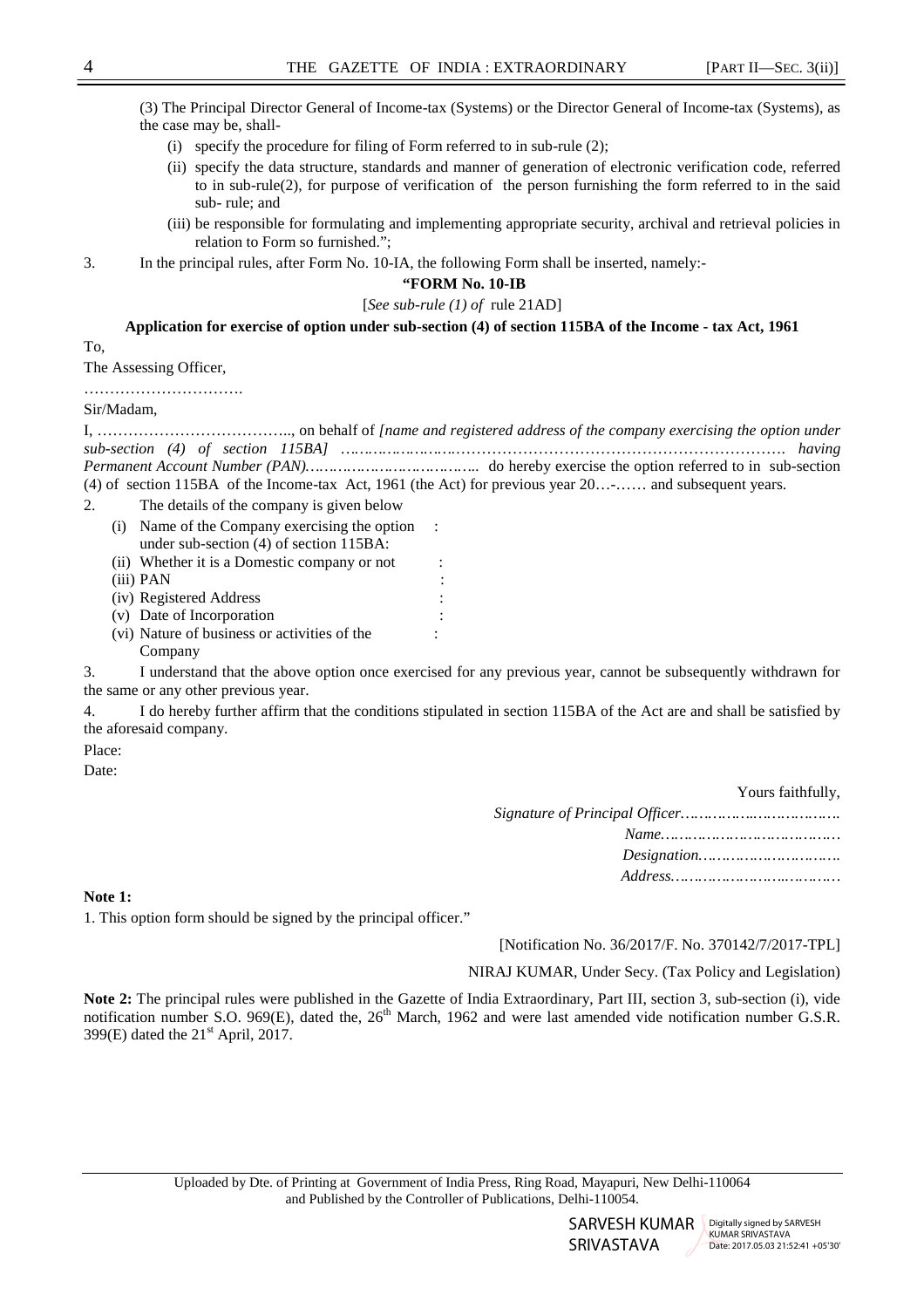(3) The Principal Director General of Income-tax (Systems) or the Director General of Income-tax (Systems), as the case may be, shall-

(i) specify the procedure for filing of Form referred to in sub-rule (2);

(ii) specify the data structure, standards and manner of generation of electronic verification code, referred to in sub-rule(2), for purpose of verification of the person furnishing the form referred to in the said sub- rule; and

(iii) be responsible for formulating and implementing appropriate security, archival and retrieval policies in relation to Form so furnished.";

3. In the principal rules, after Form No. 10-IA, the following Form shall be inserted, namely:-

**"FORM No. 10-IB**

[*See sub-rule (1) of* rule 21AD]

**Application for exercise of option under sub-section (4) of section 115BA of the Income - tax Act, 1961**

To,

The Assessing Officer,

………………………….

Sir/Madam,

I, ……………………………….., on behalf of *[name and registered address of the company exercising the option under sub-section (4) of section 115BA] ……………………………………………………………………………. having Permanent Account Number (PAN)………………………………..* do hereby exercise the option referred to in sub-section (4) of section 115BA of the Income-tax Act, 1961 (the Act) for previous year 20…-…… and subsequent years.

2. The details of the company is given below

(i) Name of the Company exercising the option under sub-section (4) of section 115BA: :

(ii) Whether it is a Domestic company or not :

(iii) PAN :

(iv) Registered Address :

(v) Date of Incorporation :

(vi) Nature of business or activities of the Company :

3. I understand that the above option once exercised for any previous year, cannot be subsequently withdrawn for the same or any other previous year.

4. I do hereby further affirm that the conditions stipulated in section 115BA of the Act are and shall be satisfied by the aforesaid company.

Place:

Date:

Yours faithfully,

*Signature of Principal Officer……………………………*

*Name…………………………………*

*Designation………………………….*

*Address……………………..………*

**Note 1:**

1. This option form should be signed by the principal officer."

[Notification No. 36/2017/F. No. 370142/7/2017-TPL]

NIRAJ KUMAR, Under Secy. (Tax Policy and Legislation)

**Note 2:** The principal rules were published in the Gazette of India Extraordinary, Part III, section 3, sub-section (i), vide notification number S.O. 969(E), dated the, 26th March, 1962 and were last amended vide notification number G.S.R. 399(E) dated the 21st April, 2017.